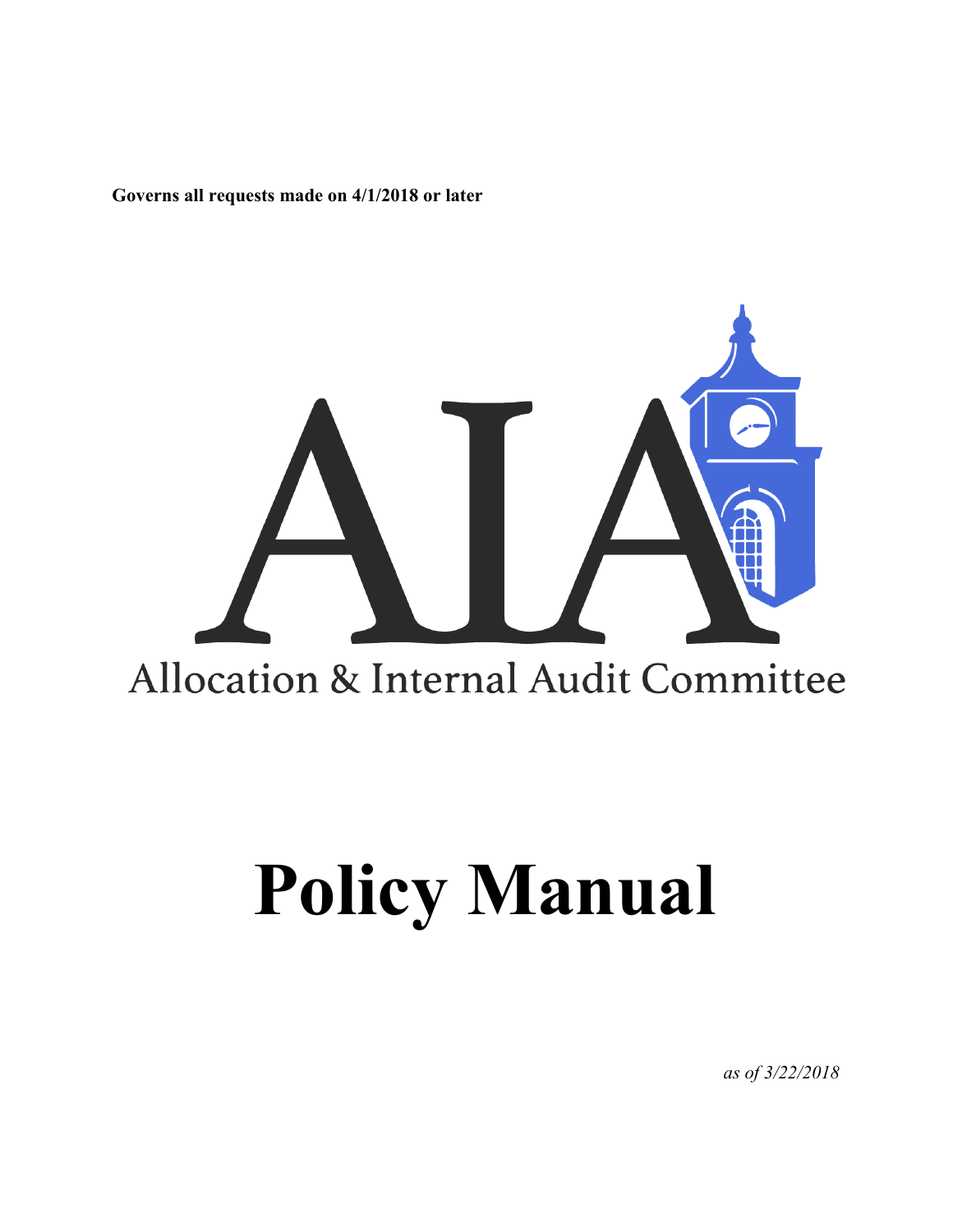**Governs all requests made on 4/1/2018 or later**

AIA

Allocation & Internal Audit Committee

# Policy Manual

*as of 3/22/2018*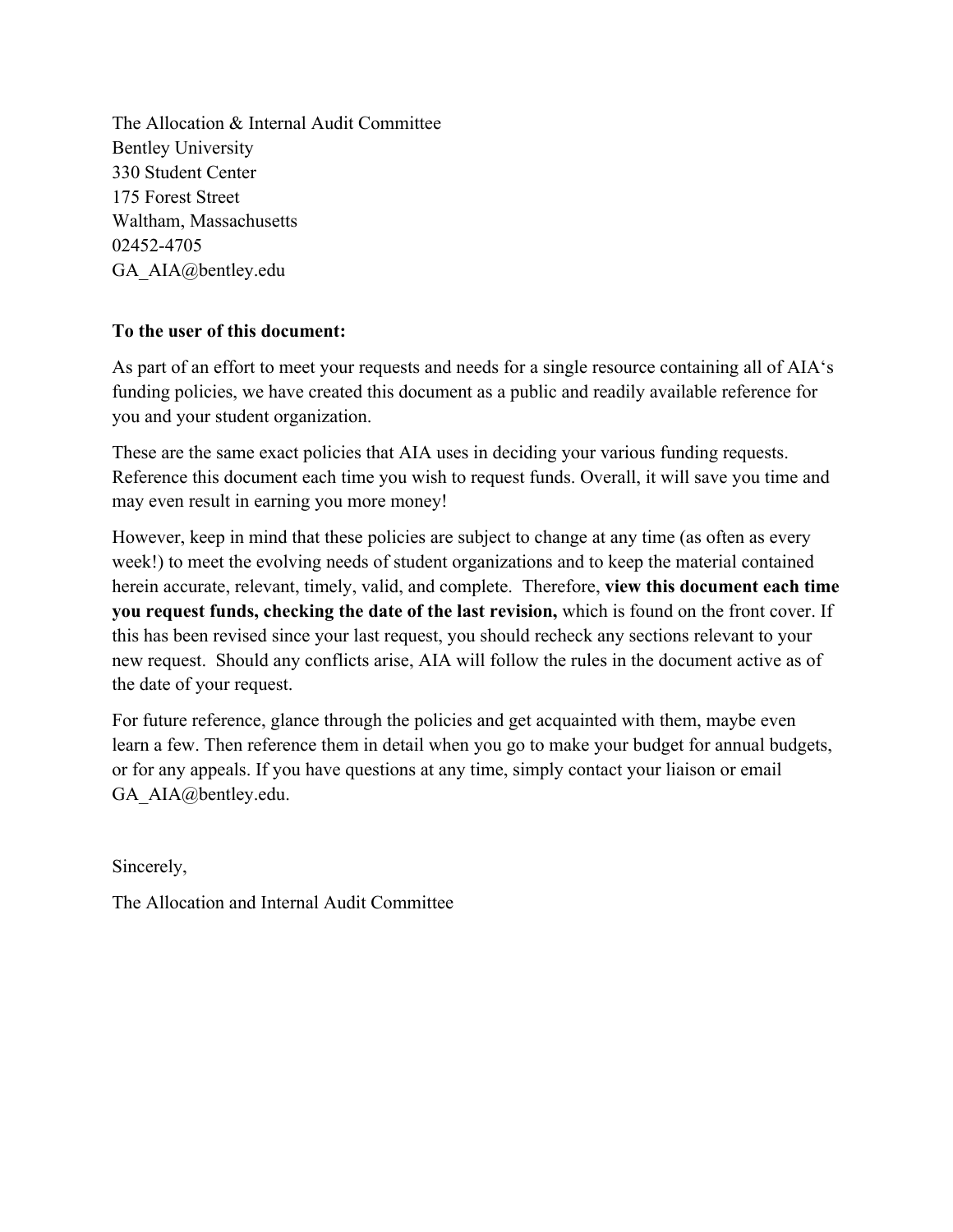The Allocation & Internal Audit Committee
Bentley University
330 Student Center
175 Forest Street
Waltham, Massachusetts
02452-4705
GA_AIA@bentley.edu

**To the user of this document:**

As part of an effort to meet your requests and needs for a single resource containing all of AIA's funding policies, we have created this document as a public and readily available reference for you and your student organization.

These are the same exact policies that AIA uses in deciding your various funding requests. Reference this document each time you wish to request funds. Overall, it will save you time and may even result in earning you more money!

However, keep in mind that these policies are subject to change at any time (as often as every week!) to meet the evolving needs of student organizations and to keep the material contained herein accurate, relevant, timely, valid, and complete. Therefore, **view this document each time you request funds, checking the date of the last revision,** which is found on the front cover. If this has been revised since your last request, you should recheck any sections relevant to your new request. Should any conflicts arise, AIA will follow the rules in the document active as of the date of your request.

For future reference, glance through the policies and get acquainted with them, maybe even learn a few. Then reference them in detail when you go to make your budget for annual budgets, or for any appeals. If you have questions at any time, simply contact your liaison or email GA_AIA@bentley.edu.

Sincerely,

The Allocation and Internal Audit Committee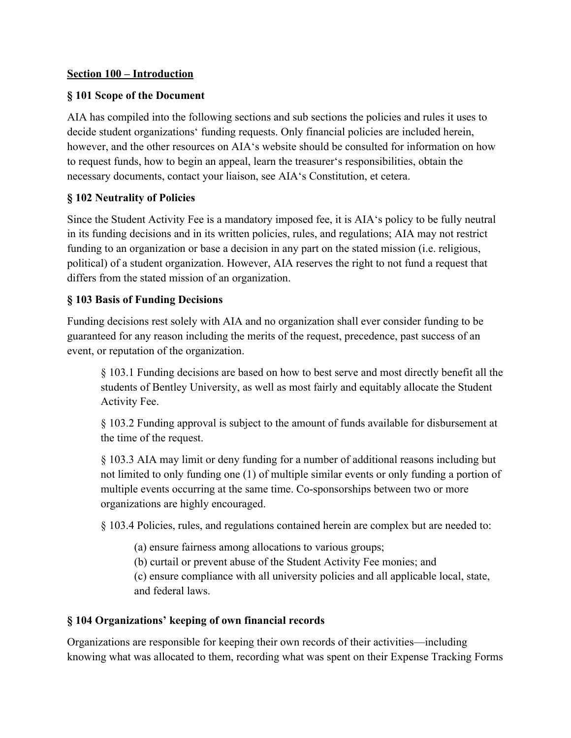**Section 100 – Introduction**

### § 101 Scope of the Document

AIA has compiled into the following sections and sub sections the policies and rules it uses to decide student organizations' funding requests. Only financial policies are included herein, however, and the other resources on AIA's website should be consulted for information on how to request funds, how to begin an appeal, learn the treasurer's responsibilities, obtain the necessary documents, contact your liaison, see AIA's Constitution, et cetera.

### § 102 Neutrality of Policies

Since the Student Activity Fee is a mandatory imposed fee, it is AIA's policy to be fully neutral in its funding decisions and in its written policies, rules, and regulations; AIA may not restrict funding to an organization or base a decision in any part on the stated mission (i.e. religious, political) of a student organization. However, AIA reserves the right to not fund a request that differs from the stated mission of an organization.

### § 103 Basis of Funding Decisions

Funding decisions rest solely with AIA and no organization shall ever consider funding to be guaranteed for any reason including the merits of the request, precedence, past success of an event, or reputation of the organization.

> § 103.1 Funding decisions are based on how to best serve and most directly benefit all the students of Bentley University, as well as most fairly and equitably allocate the Student Activity Fee.
>
> § 103.2 Funding approval is subject to the amount of funds available for disbursement at the time of the request.
>
> § 103.3 AIA may limit or deny funding for a number of additional reasons including but not limited to only funding one (1) of multiple similar events or only funding a portion of multiple events occurring at the same time. Co-sponsorships between two or more organizations are highly encouraged.
>
> § 103.4 Policies, rules, and regulations contained herein are complex but are needed to:
>
> (a) ensure fairness among allocations to various groups;
> (b) curtail or prevent abuse of the Student Activity Fee monies; and
> (c) ensure compliance with all university policies and all applicable local, state, and federal laws.

### § 104 Organizations' keeping of own financial records

Organizations are responsible for keeping their own records of their activities—including knowing what was allocated to them, recording what was spent on their Expense Tracking Forms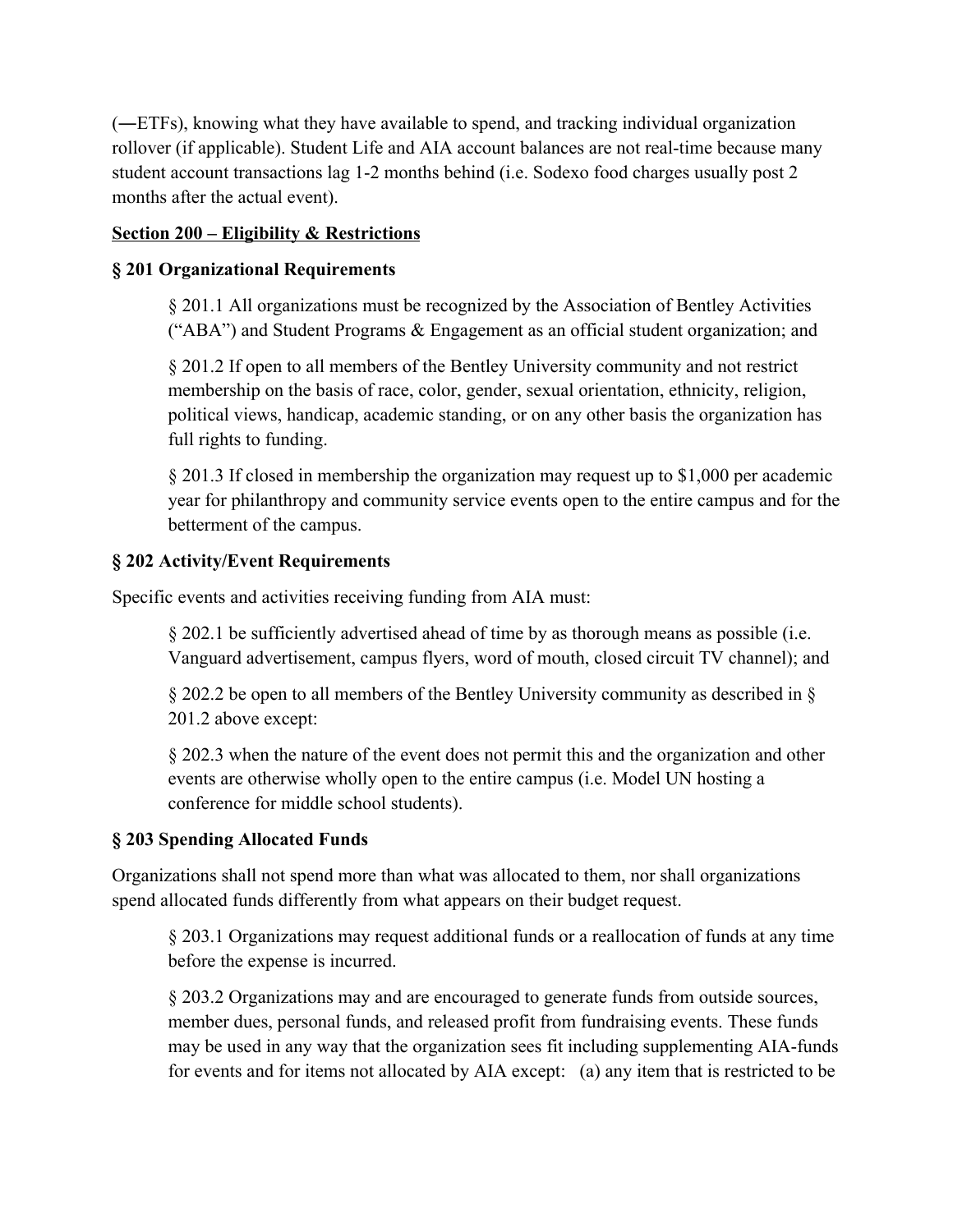(―ETFs), knowing what they have available to spend, and tracking individual organization rollover (if applicable). Student Life and AIA account balances are not real-time because many student account transactions lag 1-2 months behind (i.e. Sodexo food charges usually post 2 months after the actual event).

## Section 200 – Eligibility & Restrictions

### § 201 Organizational Requirements

§ 201.1 All organizations must be recognized by the Association of Bentley Activities ("ABA") and Student Programs & Engagement as an official student organization; and

§ 201.2 If open to all members of the Bentley University community and not restrict membership on the basis of race, color, gender, sexual orientation, ethnicity, religion, political views, handicap, academic standing, or on any other basis the organization has full rights to funding.

§ 201.3 If closed in membership the organization may request up to $1,000 per academic year for philanthropy and community service events open to the entire campus and for the betterment of the campus.

### § 202 Activity/Event Requirements

Specific events and activities receiving funding from AIA must:

§ 202.1 be sufficiently advertised ahead of time by as thorough means as possible (i.e. Vanguard advertisement, campus flyers, word of mouth, closed circuit TV channel); and

§ 202.2 be open to all members of the Bentley University community as described in § 201.2 above except:

§ 202.3 when the nature of the event does not permit this and the organization and other events are otherwise wholly open to the entire campus (i.e. Model UN hosting a conference for middle school students).

### § 203 Spending Allocated Funds

Organizations shall not spend more than what was allocated to them, nor shall organizations spend allocated funds differently from what appears on their budget request.

§ 203.1 Organizations may request additional funds or a reallocation of funds at any time before the expense is incurred.

§ 203.2 Organizations may and are encouraged to generate funds from outside sources, member dues, personal funds, and released profit from fundraising events. These funds may be used in any way that the organization sees fit including supplementing AIA-funds for events and for items not allocated by AIA except: (a) any item that is restricted to be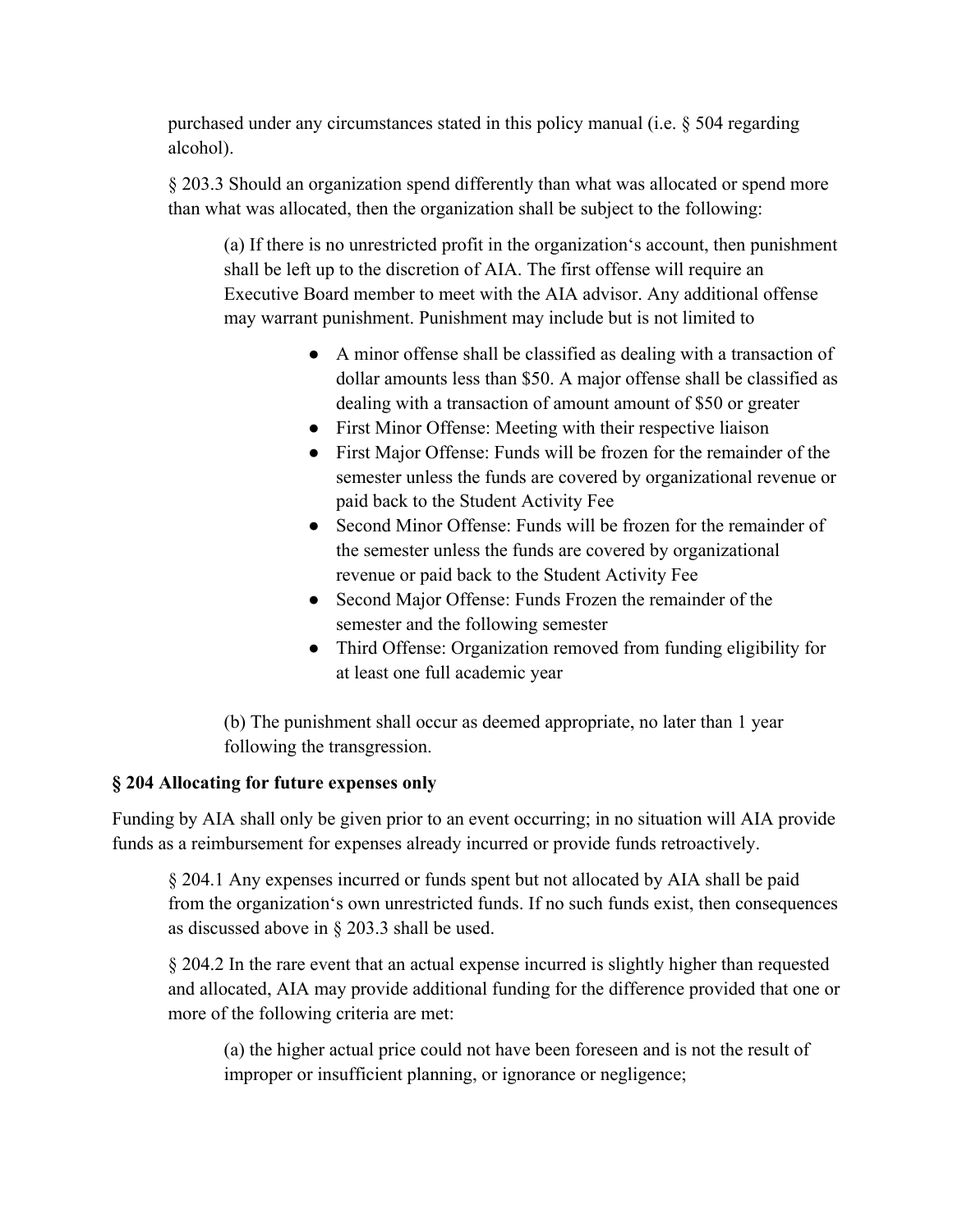purchased under any circumstances stated in this policy manual (i.e. § 504 regarding alcohol).

§ 203.3 Should an organization spend differently than what was allocated or spend more than what was allocated, then the organization shall be subject to the following:

(a) If there is no unrestricted profit in the organization's account, then punishment shall be left up to the discretion of AIA. The first offense will require an Executive Board member to meet with the AIA advisor. Any additional offense may warrant punishment. Punishment may include but is not limited to

- A minor offense shall be classified as dealing with a transaction of dollar amounts less than $50. A major offense shall be classified as dealing with a transaction of amount amount of $50 or greater
- First Minor Offense: Meeting with their respective liaison
- First Major Offense: Funds will be frozen for the remainder of the semester unless the funds are covered by organizational revenue or paid back to the Student Activity Fee
- Second Minor Offense: Funds will be frozen for the remainder of the semester unless the funds are covered by organizational revenue or paid back to the Student Activity Fee
- Second Major Offense: Funds Frozen the remainder of the semester and the following semester
- Third Offense: Organization removed from funding eligibility for at least one full academic year

(b) The punishment shall occur as deemed appropriate, no later than 1 year following the transgression.

**§ 204 Allocating for future expenses only**

Funding by AIA shall only be given prior to an event occurring; in no situation will AIA provide funds as a reimbursement for expenses already incurred or provide funds retroactively.

§ 204.1 Any expenses incurred or funds spent but not allocated by AIA shall be paid from the organization's own unrestricted funds. If no such funds exist, then consequences as discussed above in § 203.3 shall be used.

§ 204.2 In the rare event that an actual expense incurred is slightly higher than requested and allocated, AIA may provide additional funding for the difference provided that one or more of the following criteria are met:

(a) the higher actual price could not have been foreseen and is not the result of improper or insufficient planning, or ignorance or negligence;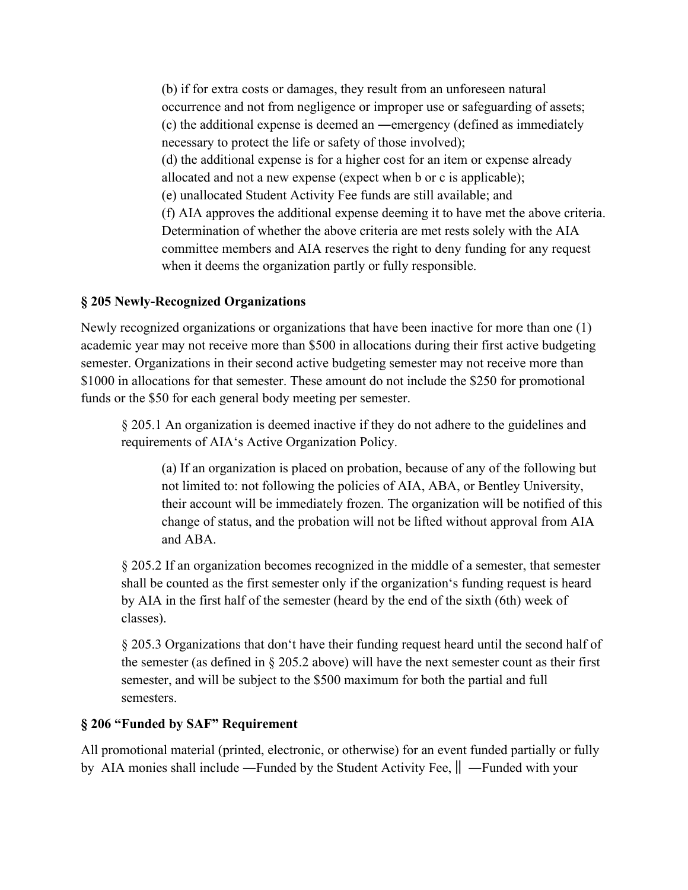(b) if for extra costs or damages, they result from an unforeseen natural occurrence and not from negligence or improper use or safeguarding of assets;
(c) the additional expense is deemed an ―emergency (defined as immediately necessary to protect the life or safety of those involved);
(d) the additional expense is for a higher cost for an item or expense already allocated and not a new expense (expect when b or c is applicable);
(e) unallocated Student Activity Fee funds are still available; and
(f) AIA approves the additional expense deeming it to have met the above criteria. Determination of whether the above criteria are met rests solely with the AIA committee members and AIA reserves the right to deny funding for any request when it deems the organization partly or fully responsible.

### § 205 Newly-Recognized Organizations

Newly recognized organizations or organizations that have been inactive for more than one (1) academic year may not receive more than $500 in allocations during their first active budgeting semester. Organizations in their second active budgeting semester may not receive more than $1000 in allocations for that semester. These amount do not include the $250 for promotional funds or the $50 for each general body meeting per semester.

§ 205.1 An organization is deemed inactive if they do not adhere to the guidelines and requirements of AIA's Active Organization Policy.

(a) If an organization is placed on probation, because of any of the following but not limited to: not following the policies of AIA, ABA, or Bentley University, their account will be immediately frozen. The organization will be notified of this change of status, and the probation will not be lifted without approval from AIA and ABA.

§ 205.2 If an organization becomes recognized in the middle of a semester, that semester shall be counted as the first semester only if the organization's funding request is heard by AIA in the first half of the semester (heard by the end of the sixth (6th) week of classes).

§ 205.3 Organizations that don't have their funding request heard until the second half of the semester (as defined in § 205.2 above) will have the next semester count as their first semester, and will be subject to the $500 maximum for both the partial and full semesters.

### § 206 "Funded by SAF" Requirement

All promotional material (printed, electronic, or otherwise) for an event funded partially or fully by AIA monies shall include ―Funded by the Student Activity Fee,‖ ―Funded with your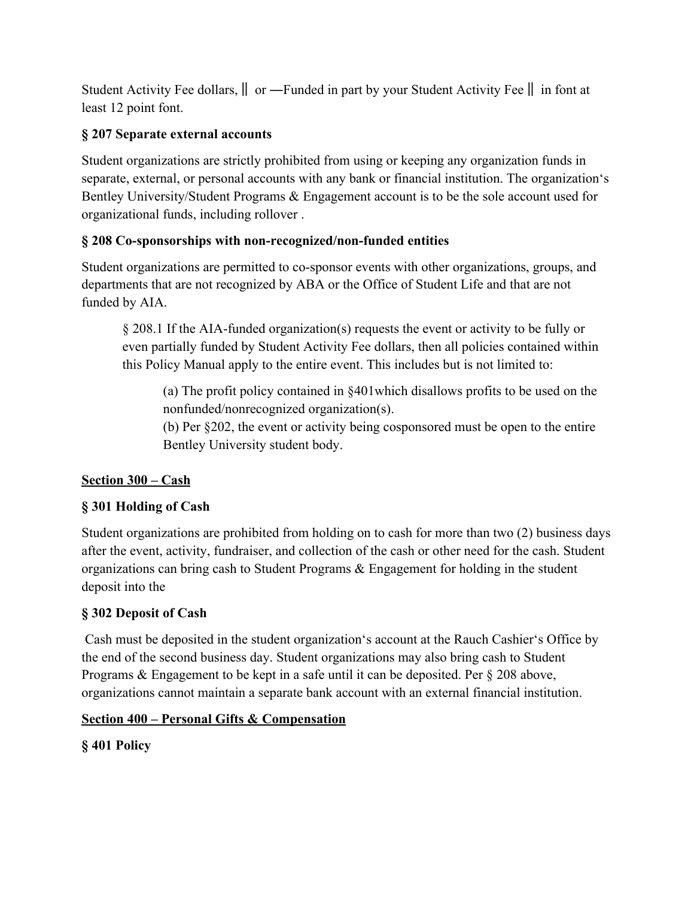Student Activity Fee dollars, ‖ or ―Funded in part by your Student Activity Fee ‖ in font at least 12 point font.

### § 207 Separate external accounts

Student organizations are strictly prohibited from using or keeping any organization funds in separate, external, or personal accounts with any bank or financial institution. The organization's Bentley University/Student Programs & Engagement account is to be the sole account used for organizational funds, including rollover .

### § 208 Co-sponsorships with non-recognized/non-funded entities

Student organizations are permitted to co-sponsor events with other organizations, groups, and departments that are not recognized by ABA or the Office of Student Life and that are not funded by AIA.

> § 208.1 If the AIA-funded organization(s) requests the event or activity to be fully or even partially funded by Student Activity Fee dollars, then all policies contained within this Policy Manual apply to the entire event. This includes but is not limited to:
>
> > (a) The profit policy contained in §401which disallows profits to be used on the nonfunded/nonrecognized organization(s).
> > (b) Per §202, the event or activity being cosponsored must be open to the entire Bentley University student body.

## Section 300 – Cash

### § 301 Holding of Cash

Student organizations are prohibited from holding on to cash for more than two (2) business days after the event, activity, fundraiser, and collection of the cash or other need for the cash. Student organizations can bring cash to Student Programs & Engagement for holding in the student deposit into the

### § 302 Deposit of Cash

Cash must be deposited in the student organization's account at the Rauch Cashier's Office by the end of the second business day. Student organizations may also bring cash to Student Programs & Engagement to be kept in a safe until it can be deposited. Per § 208 above, organizations cannot maintain a separate bank account with an external financial institution.

## Section 400 – Personal Gifts & Compensation

### § 401 Policy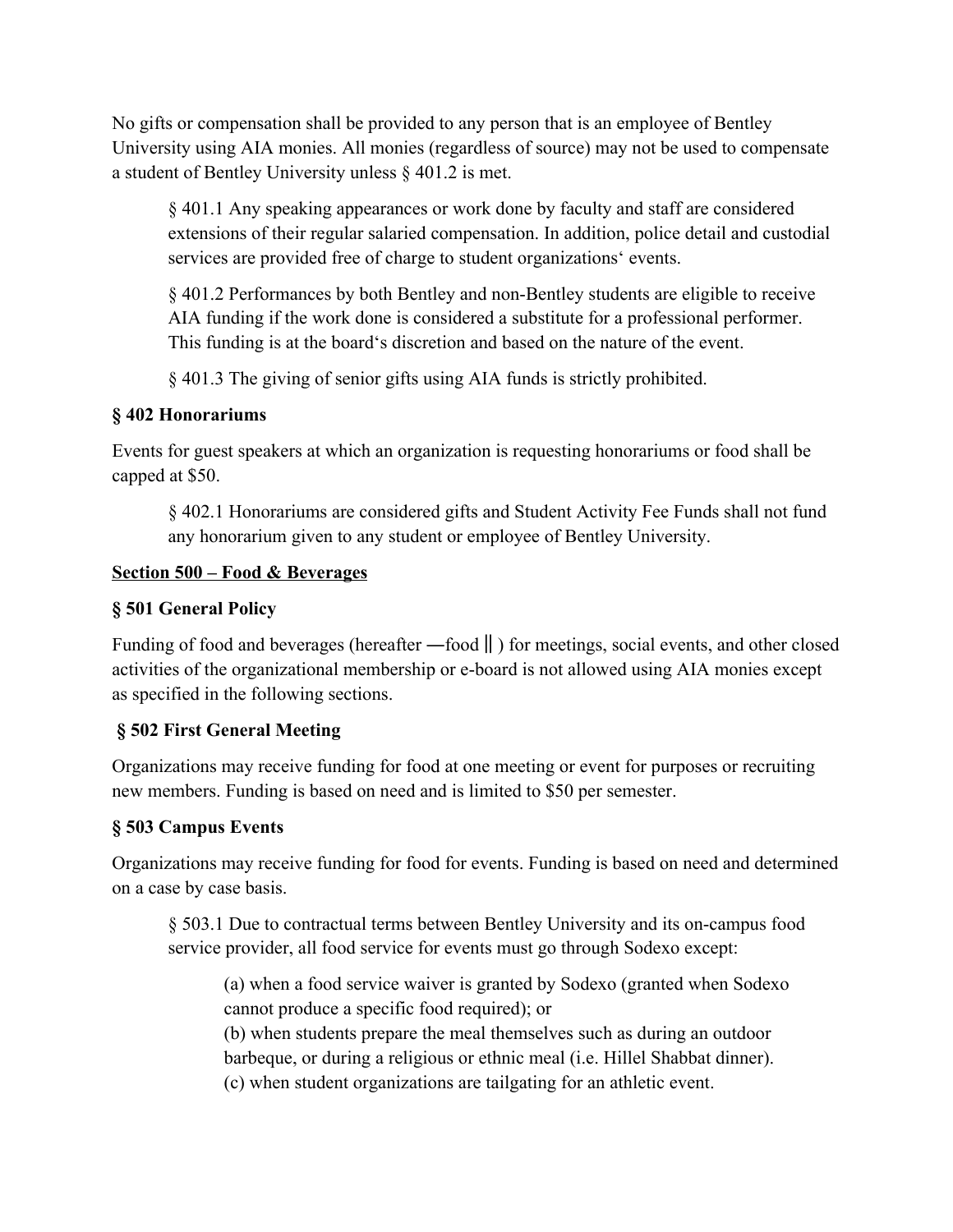No gifts or compensation shall be provided to any person that is an employee of Bentley University using AIA monies. All monies (regardless of source) may not be used to compensate a student of Bentley University unless § 401.2 is met.

> § 401.1 Any speaking appearances or work done by faculty and staff are considered extensions of their regular salaried compensation. In addition, police detail and custodial services are provided free of charge to student organizations' events.
>
> § 401.2 Performances by both Bentley and non-Bentley students are eligible to receive AIA funding if the work done is considered a substitute for a professional performer. This funding is at the board's discretion and based on the nature of the event.
>
> § 401.3 The giving of senior gifts using AIA funds is strictly prohibited.

### § 402 Honorariums

Events for guest speakers at which an organization is requesting honorariums or food shall be capped at $50.

> § 402.1 Honorariums are considered gifts and Student Activity Fee Funds shall not fund any honorarium given to any student or employee of Bentley University.

## Section 500 – Food & Beverages

### § 501 General Policy

Funding of food and beverages (hereafter ―food‖) for meetings, social events, and other closed activities of the organizational membership or e-board is not allowed using AIA monies except as specified in the following sections.

### § 502 First General Meeting

Organizations may receive funding for food at one meeting or event for purposes or recruiting new members. Funding is based on need and is limited to $50 per semester.

### § 503 Campus Events

Organizations may receive funding for food for events. Funding is based on need and determined on a case by case basis.

> § 503.1 Due to contractual terms between Bentley University and its on-campus food service provider, all food service for events must go through Sodexo except:
>
> > (a) when a food service waiver is granted by Sodexo (granted when Sodexo cannot produce a specific food required); or
> > (b) when students prepare the meal themselves such as during an outdoor barbeque, or during a religious or ethnic meal (i.e. Hillel Shabbat dinner).
> > (c) when student organizations are tailgating for an athletic event.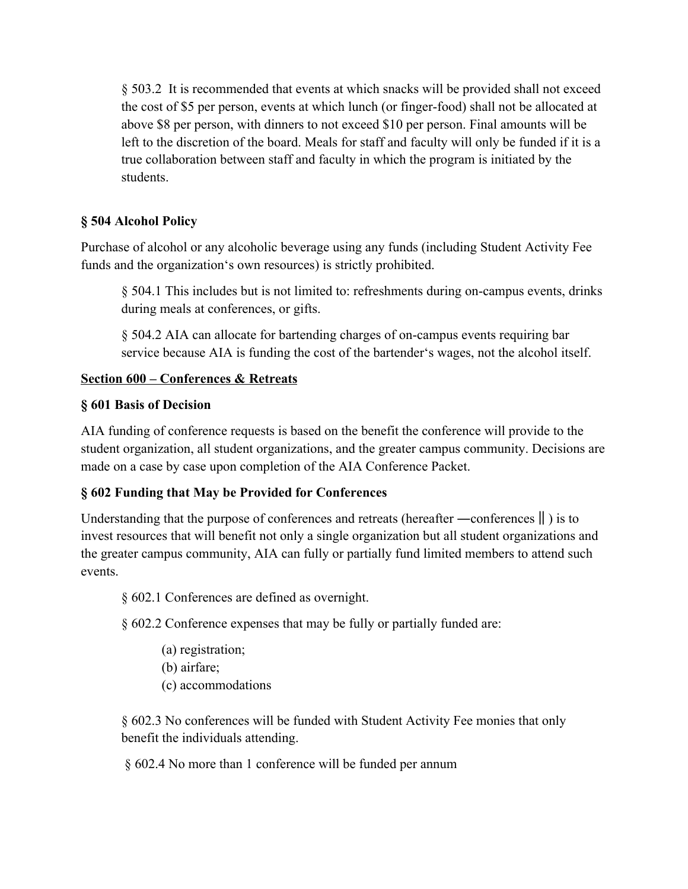§ 503.2 It is recommended that events at which snacks will be provided shall not exceed the cost of $5 per person, events at which lunch (or finger-food) shall not be allocated at above $8 per person, with dinners to not exceed $10 per person. Final amounts will be left to the discretion of the board. Meals for staff and faculty will only be funded if it is a true collaboration between staff and faculty in which the program is initiated by the students.

### § 504 Alcohol Policy

Purchase of alcohol or any alcoholic beverage using any funds (including Student Activity Fee funds and the organization's own resources) is strictly prohibited.

§ 504.1 This includes but is not limited to: refreshments during on-campus events, drinks during meals at conferences, or gifts.

§ 504.2 AIA can allocate for bartending charges of on-campus events requiring bar service because AIA is funding the cost of the bartender's wages, not the alcohol itself.

## Section 600 – Conferences & Retreats

### § 601 Basis of Decision

AIA funding of conference requests is based on the benefit the conference will provide to the student organization, all student organizations, and the greater campus community. Decisions are made on a case by case upon completion of the AIA Conference Packet.

### § 602 Funding that May be Provided for Conferences

Understanding that the purpose of conferences and retreats (hereafter ―conferences‖ ) is to invest resources that will benefit not only a single organization but all student organizations and the greater campus community, AIA can fully or partially fund limited members to attend such events.

§ 602.1 Conferences are defined as overnight.

§ 602.2 Conference expenses that may be fully or partially funded are:

(a) registration;
(b) airfare;
(c) accommodations

§ 602.3 No conferences will be funded with Student Activity Fee monies that only benefit the individuals attending.

§ 602.4 No more than 1 conference will be funded per annum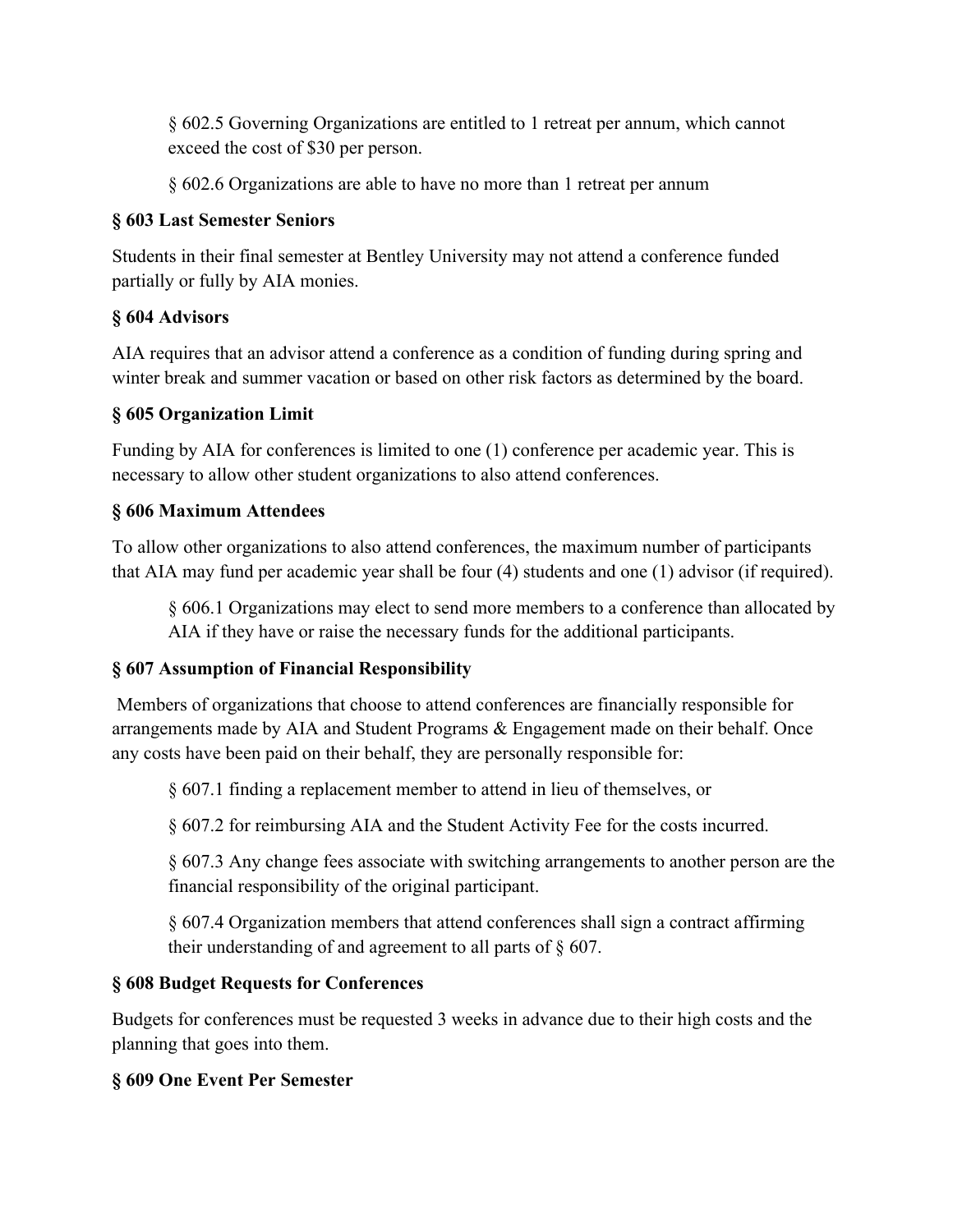§ 602.5 Governing Organizations are entitled to 1 retreat per annum, which cannot exceed the cost of $30 per person.

§ 602.6 Organizations are able to have no more than 1 retreat per annum

**§ 603 Last Semester Seniors**

Students in their final semester at Bentley University may not attend a conference funded partially or fully by AIA monies.

**§ 604 Advisors**

AIA requires that an advisor attend a conference as a condition of funding during spring and winter break and summer vacation or based on other risk factors as determined by the board.

**§ 605 Organization Limit**

Funding by AIA for conferences is limited to one (1) conference per academic year. This is necessary to allow other student organizations to also attend conferences.

**§ 606 Maximum Attendees**

To allow other organizations to also attend conferences, the maximum number of participants that AIA may fund per academic year shall be four (4) students and one (1) advisor (if required).

§ 606.1 Organizations may elect to send more members to a conference than allocated by AIA if they have or raise the necessary funds for the additional participants.

**§ 607 Assumption of Financial Responsibility**

Members of organizations that choose to attend conferences are financially responsible for arrangements made by AIA and Student Programs & Engagement made on their behalf. Once any costs have been paid on their behalf, they are personally responsible for:

§ 607.1 finding a replacement member to attend in lieu of themselves, or

§ 607.2 for reimbursing AIA and the Student Activity Fee for the costs incurred.

§ 607.3 Any change fees associate with switching arrangements to another person are the financial responsibility of the original participant.

§ 607.4 Organization members that attend conferences shall sign a contract affirming their understanding of and agreement to all parts of § 607.

**§ 608 Budget Requests for Conferences**

Budgets for conferences must be requested 3 weeks in advance due to their high costs and the planning that goes into them.

**§ 609 One Event Per Semester**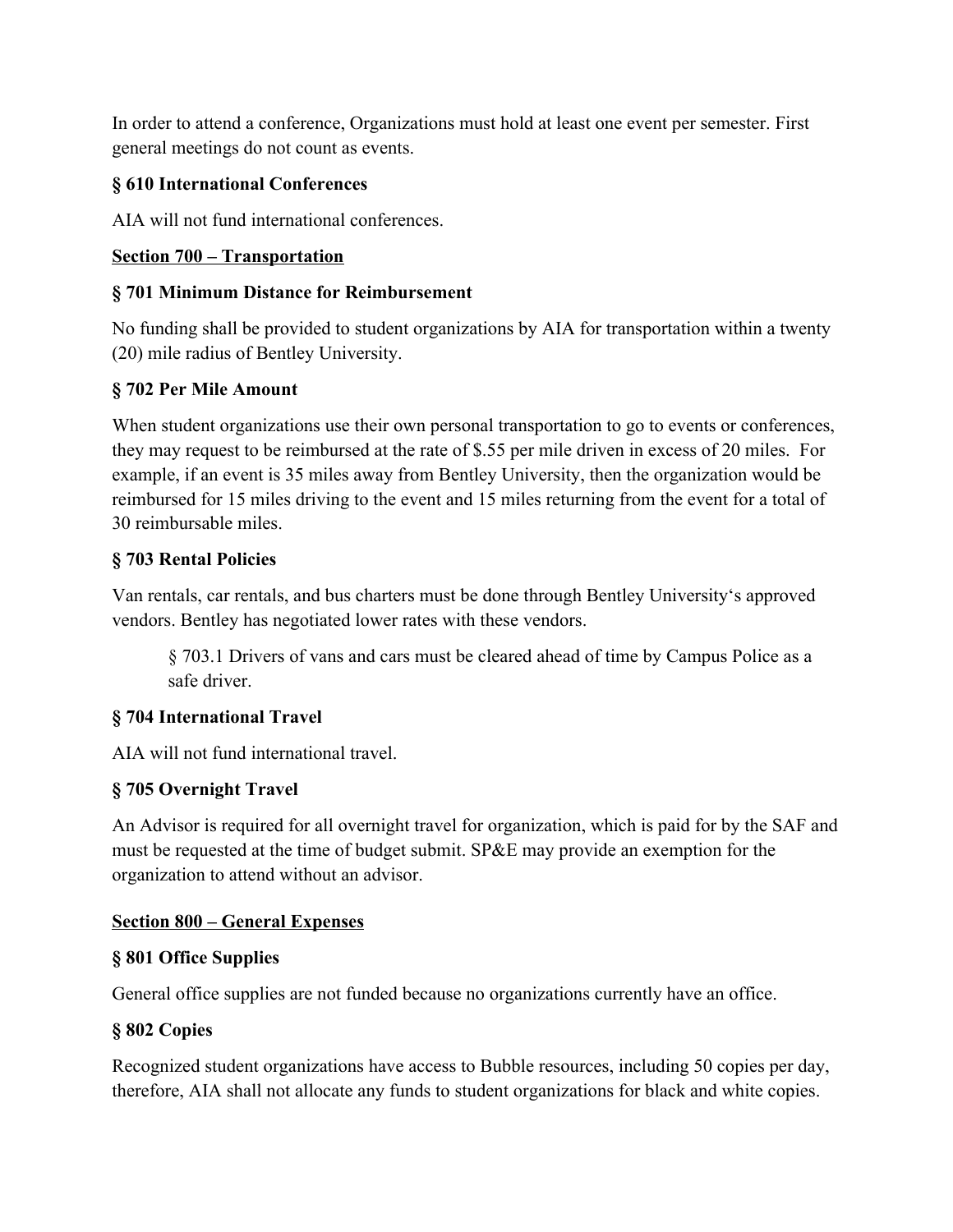In order to attend a conference, Organizations must hold at least one event per semester. First general meetings do not count as events.

### § 610 International Conferences

AIA will not fund international conferences.

## Section 700 – Transportation

### § 701 Minimum Distance for Reimbursement

No funding shall be provided to student organizations by AIA for transportation within a twenty (20) mile radius of Bentley University.

### § 702 Per Mile Amount

When student organizations use their own personal transportation to go to events or conferences, they may request to be reimbursed at the rate of $.55 per mile driven in excess of 20 miles. For example, if an event is 35 miles away from Bentley University, then the organization would be reimbursed for 15 miles driving to the event and 15 miles returning from the event for a total of 30 reimbursable miles.

### § 703 Rental Policies

Van rentals, car rentals, and bus charters must be done through Bentley University's approved vendors. Bentley has negotiated lower rates with these vendors.

> § 703.1 Drivers of vans and cars must be cleared ahead of time by Campus Police as a safe driver.

### § 704 International Travel

AIA will not fund international travel.

### § 705 Overnight Travel

An Advisor is required for all overnight travel for organization, which is paid for by the SAF and must be requested at the time of budget submit. SP&E may provide an exemption for the organization to attend without an advisor.

## Section 800 – General Expenses

### § 801 Office Supplies

General office supplies are not funded because no organizations currently have an office.

### § 802 Copies

Recognized student organizations have access to Bubble resources, including 50 copies per day, therefore, AIA shall not allocate any funds to student organizations for black and white copies.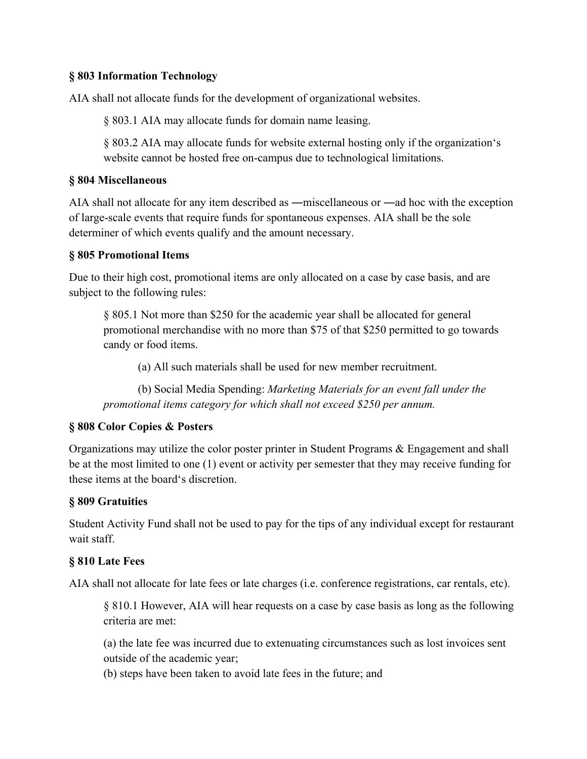**§ 803 Information Technology**

AIA shall not allocate funds for the development of organizational websites.

§ 803.1 AIA may allocate funds for domain name leasing.

§ 803.2 AIA may allocate funds for website external hosting only if the organization's website cannot be hosted free on-campus due to technological limitations.

**§ 804 Miscellaneous**

AIA shall not allocate for any item described as ―miscellaneous or ―ad hoc with the exception of large-scale events that require funds for spontaneous expenses. AIA shall be the sole determiner of which events qualify and the amount necessary.

**§ 805 Promotional Items**

Due to their high cost, promotional items are only allocated on a case by case basis, and are subject to the following rules:

§ 805.1 Not more than $250 for the academic year shall be allocated for general promotional merchandise with no more than $75 of that $250 permitted to go towards candy or food items.

(a) All such materials shall be used for new member recruitment.

(b) Social Media Spending: *Marketing Materials for an event fall under the promotional items category for which shall not exceed $250 per annum.*

**§ 808 Color Copies & Posters**

Organizations may utilize the color poster printer in Student Programs & Engagement and shall be at the most limited to one (1) event or activity per semester that they may receive funding for these items at the board's discretion.

**§ 809 Gratuities**

Student Activity Fund shall not be used to pay for the tips of any individual except for restaurant wait staff.

**§ 810 Late Fees**

AIA shall not allocate for late fees or late charges (i.e. conference registrations, car rentals, etc).

§ 810.1 However, AIA will hear requests on a case by case basis as long as the following criteria are met:

(a) the late fee was incurred due to extenuating circumstances such as lost invoices sent outside of the academic year;
(b) steps have been taken to avoid late fees in the future; and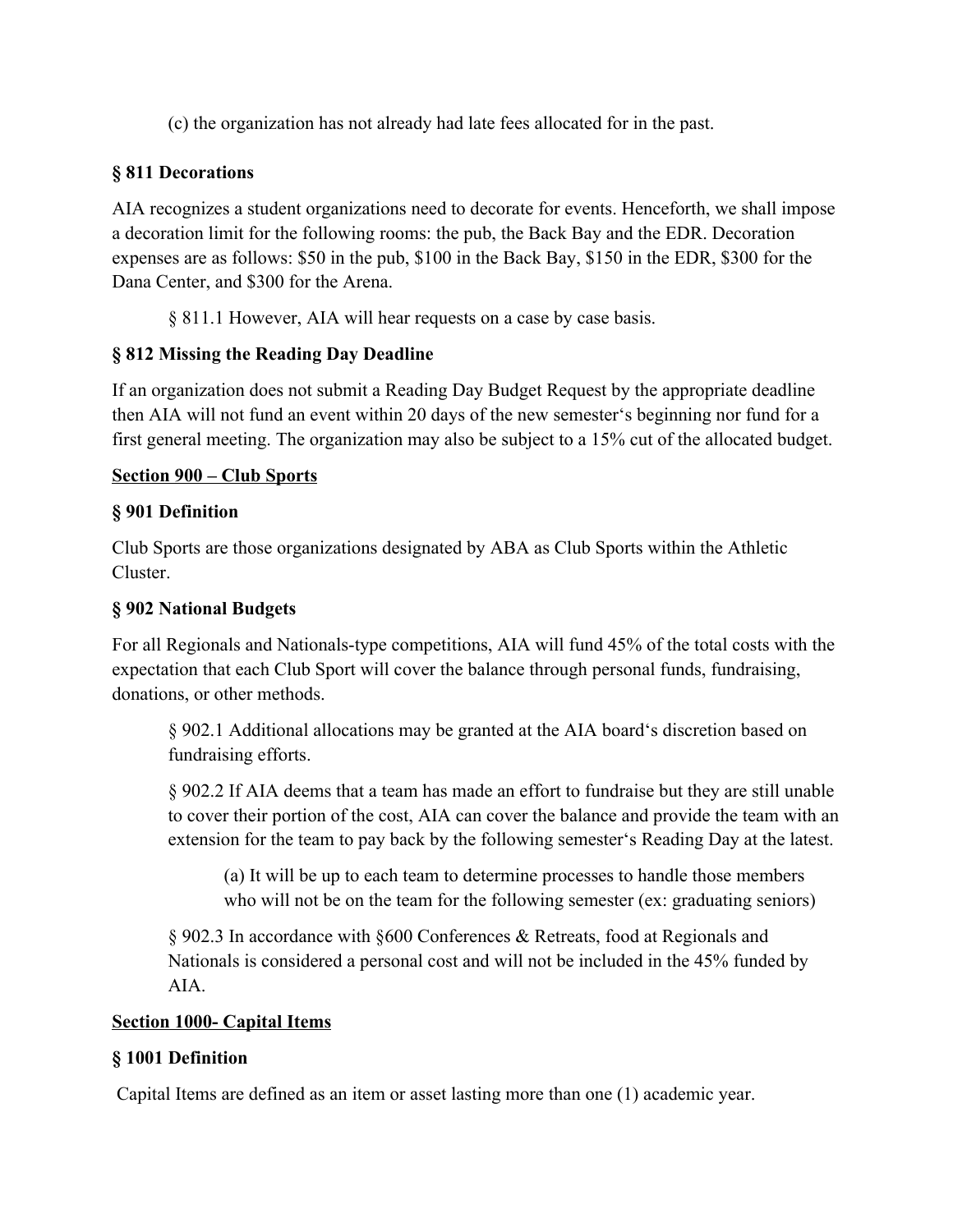(c) the organization has not already had late fees allocated for in the past.

**§ 811 Decorations**

AIA recognizes a student organizations need to decorate for events. Henceforth, we shall impose a decoration limit for the following rooms: the pub, the Back Bay and the EDR. Decoration expenses are as follows: $50 in the pub, $100 in the Back Bay, $150 in the EDR, $300 for the Dana Center, and $300 for the Arena.

§ 811.1 However, AIA will hear requests on a case by case basis.

**§ 812 Missing the Reading Day Deadline**

If an organization does not submit a Reading Day Budget Request by the appropriate deadline then AIA will not fund an event within 20 days of the new semester's beginning nor fund for a first general meeting. The organization may also be subject to a 15% cut of the allocated budget.

**<u>Section 900 – Club Sports</u>**

**§ 901 Definition**

Club Sports are those organizations designated by ABA as Club Sports within the Athletic Cluster.

**§ 902 National Budgets**

For all Regionals and Nationals-type competitions, AIA will fund 45% of the total costs with the expectation that each Club Sport will cover the balance through personal funds, fundraising, donations, or other methods.

§ 902.1 Additional allocations may be granted at the AIA board's discretion based on fundraising efforts.

§ 902.2 If AIA deems that a team has made an effort to fundraise but they are still unable to cover their portion of the cost, AIA can cover the balance and provide the team with an extension for the team to pay back by the following semester's Reading Day at the latest.

(a) It will be up to each team to determine processes to handle those members who will not be on the team for the following semester (ex: graduating seniors)

§ 902.3 In accordance with §600 Conferences & Retreats, food at Regionals and Nationals is considered a personal cost and will not be included in the 45% funded by AIA.

**<u>Section 1000- Capital Items</u>**

**§ 1001 Definition**

Capital Items are defined as an item or asset lasting more than one (1) academic year.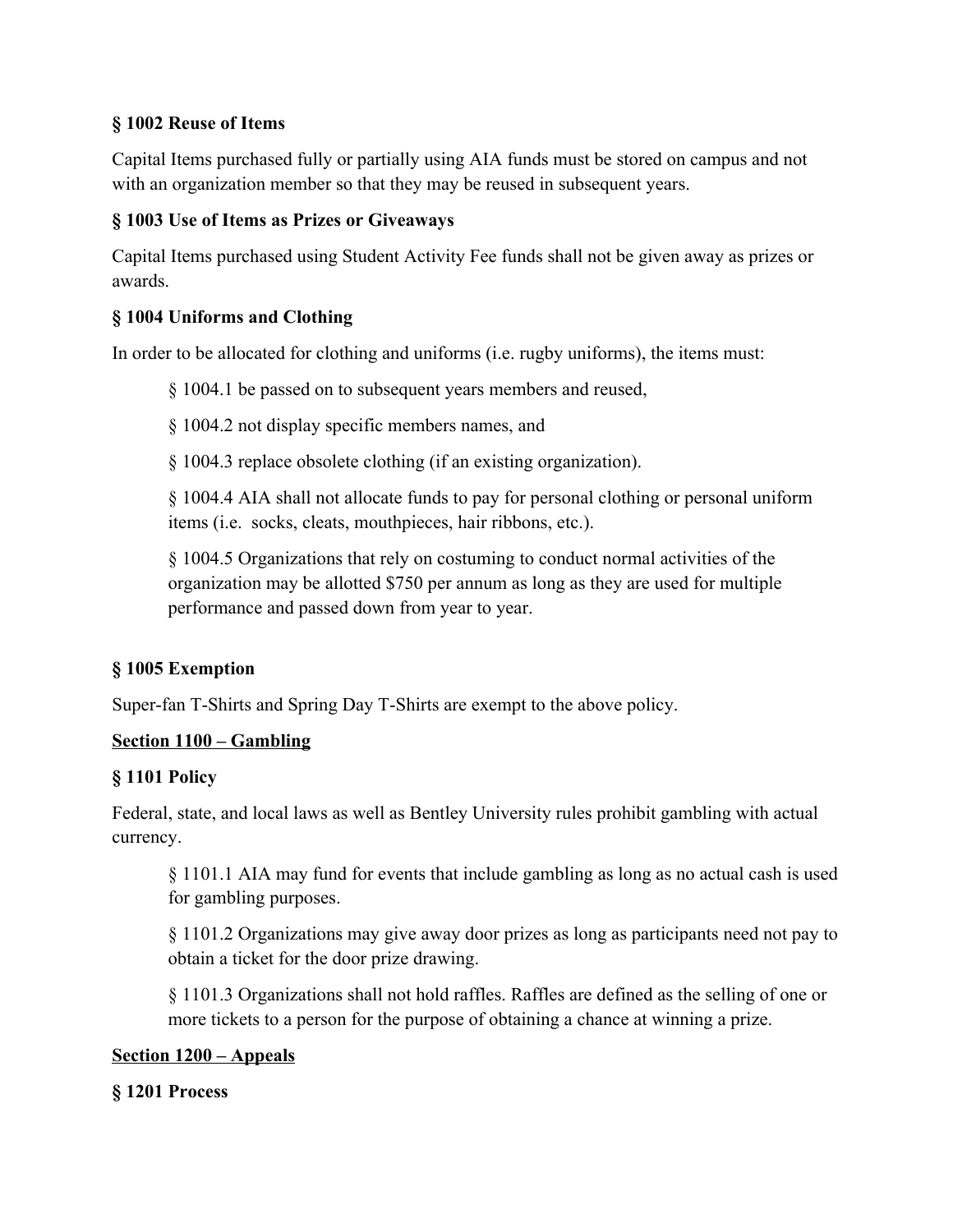### § 1002 Reuse of Items

Capital Items purchased fully or partially using AIA funds must be stored on campus and not with an organization member so that they may be reused in subsequent years.

### § 1003 Use of Items as Prizes or Giveaways

Capital Items purchased using Student Activity Fee funds shall not be given away as prizes or awards.

### § 1004 Uniforms and Clothing

In order to be allocated for clothing and uniforms (i.e. rugby uniforms), the items must:

> § 1004.1 be passed on to subsequent years members and reused,
>
> § 1004.2 not display specific members names, and
>
> § 1004.3 replace obsolete clothing (if an existing organization).
>
> § 1004.4 AIA shall not allocate funds to pay for personal clothing or personal uniform items (i.e. socks, cleats, mouthpieces, hair ribbons, etc.).
>
> § 1004.5 Organizations that rely on costuming to conduct normal activities of the organization may be allotted $750 per annum as long as they are used for multiple performance and passed down from year to year.

### § 1005 Exemption

Super-fan T-Shirts and Spring Day T-Shirts are exempt to the above policy.

## <u>Section 1100 – Gambling</u>

### § 1101 Policy

Federal, state, and local laws as well as Bentley University rules prohibit gambling with actual currency.

> § 1101.1 AIA may fund for events that include gambling as long as no actual cash is used for gambling purposes.
>
> § 1101.2 Organizations may give away door prizes as long as participants need not pay to obtain a ticket for the door prize drawing.
>
> § 1101.3 Organizations shall not hold raffles. Raffles are defined as the selling of one or more tickets to a person for the purpose of obtaining a chance at winning a prize.

## <u>Section 1200 – Appeals</u>

### § 1201 Process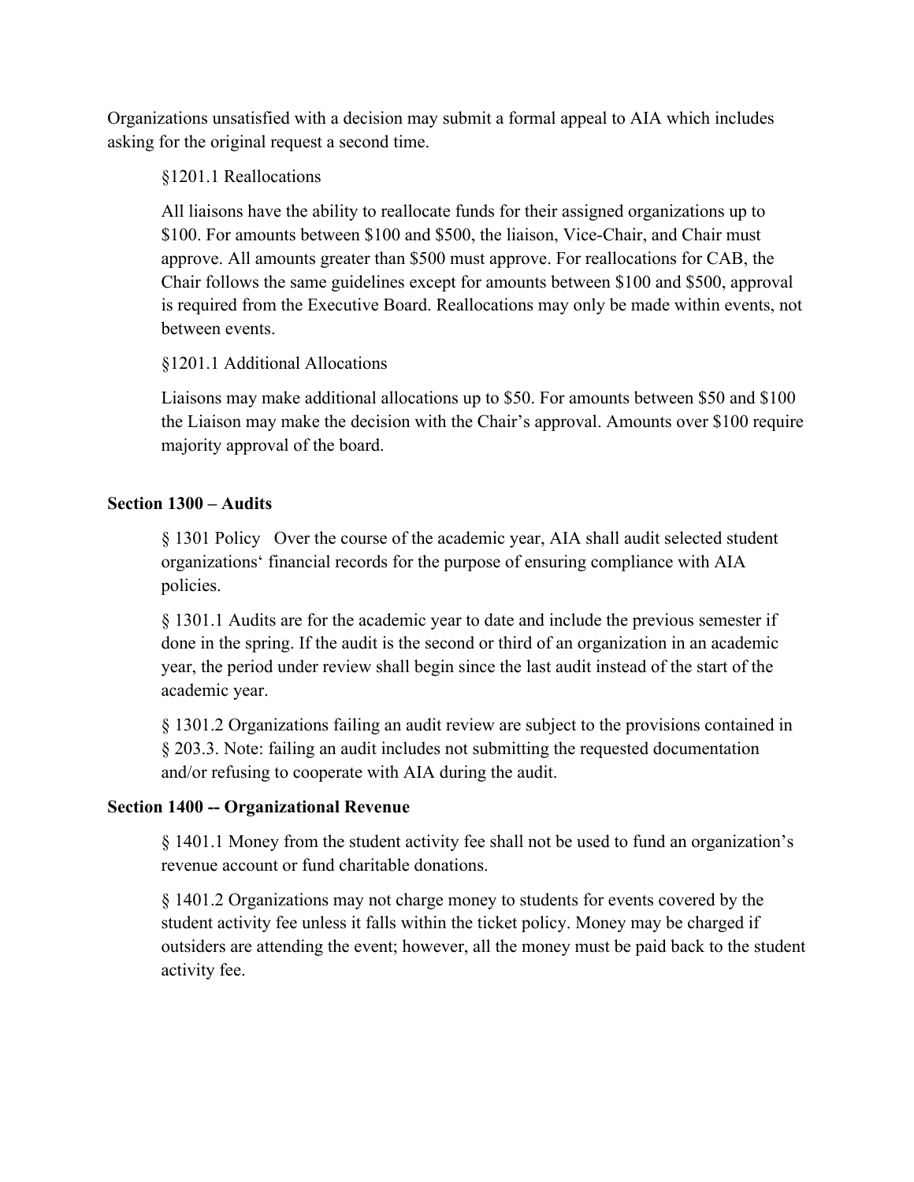Organizations unsatisfied with a decision may submit a formal appeal to AIA which includes asking for the original request a second time.

§1201.1 Reallocations

All liaisons have the ability to reallocate funds for their assigned organizations up to $100. For amounts between $100 and $500, the liaison, Vice-Chair, and Chair must approve. All amounts greater than $500 must approve. For reallocations for CAB, the Chair follows the same guidelines except for amounts between $100 and $500, approval is required from the Executive Board. Reallocations may only be made within events, not between events.

§1201.1 Additional Allocations

Liaisons may make additional allocations up to $50. For amounts between $50 and $100 the Liaison may make the decision with the Chair's approval. Amounts over $100 require majority approval of the board.

**Section 1300 – Audits**

§ 1301 Policy   Over the course of the academic year, AIA shall audit selected student organizations' financial records for the purpose of ensuring compliance with AIA policies.

§ 1301.1 Audits are for the academic year to date and include the previous semester if done in the spring. If the audit is the second or third of an organization in an academic year, the period under review shall begin since the last audit instead of the start of the academic year.

§ 1301.2 Organizations failing an audit review are subject to the provisions contained in § 203.3. Note: failing an audit includes not submitting the requested documentation and/or refusing to cooperate with AIA during the audit.

**Section 1400 -- Organizational Revenue**

§ 1401.1 Money from the student activity fee shall not be used to fund an organization's revenue account or fund charitable donations.

§ 1401.2 Organizations may not charge money to students for events covered by the student activity fee unless it falls within the ticket policy. Money may be charged if outsiders are attending the event; however, all the money must be paid back to the student activity fee.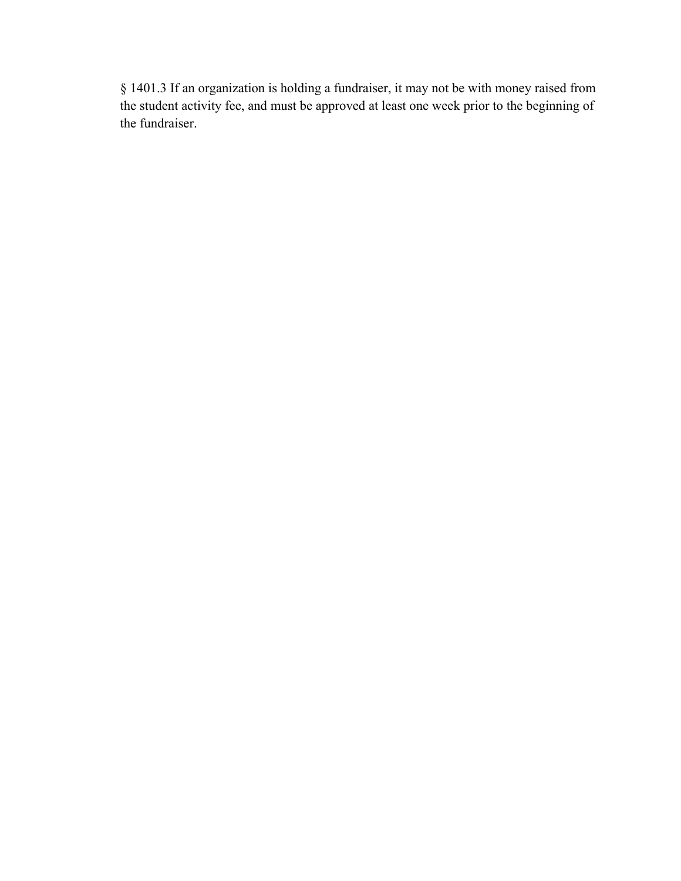§ 1401.3 If an organization is holding a fundraiser, it may not be with money raised from the student activity fee, and must be approved at least one week prior to the beginning of the fundraiser.